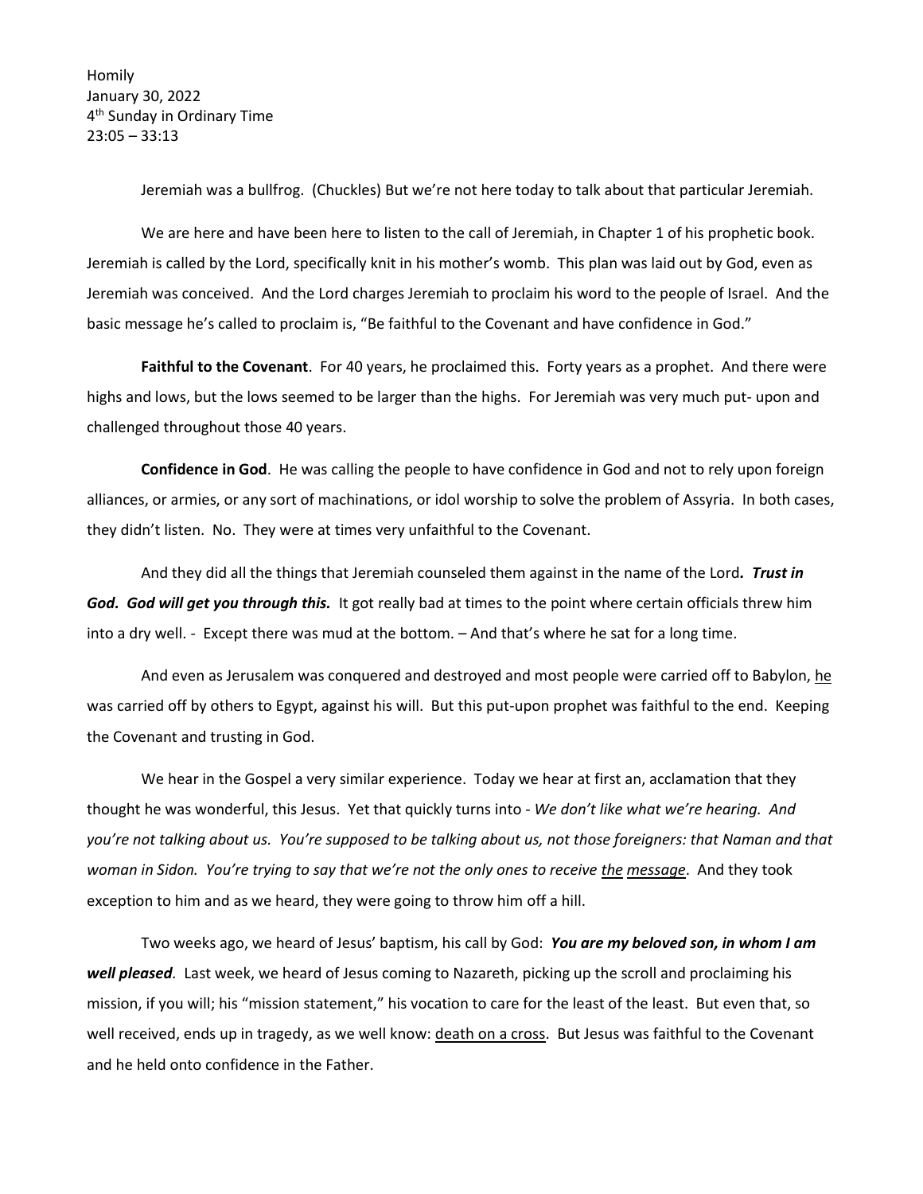Homily
January 30, 2022
4th Sunday in Ordinary Time
23:05 – 33:13

Jeremiah was a bullfrog. (Chuckles) But we're not here today to talk about that particular Jeremiah.

We are here and have been here to listen to the call of Jeremiah, in Chapter 1 of his prophetic book. Jeremiah is called by the Lord, specifically knit in his mother's womb. This plan was laid out by God, even as Jeremiah was conceived. And the Lord charges Jeremiah to proclaim his word to the people of Israel. And the basic message he's called to proclaim is, "Be faithful to the Covenant and have confidence in God."

**Faithful to the Covenant**. For 40 years, he proclaimed this. Forty years as a prophet. And there were highs and lows, but the lows seemed to be larger than the highs. For Jeremiah was very much put- upon and challenged throughout those 40 years.

**Confidence in God**. He was calling the people to have confidence in God and not to rely upon foreign alliances, or armies, or any sort of machinations, or idol worship to solve the problem of Assyria. In both cases, they didn't listen. No. They were at times very unfaithful to the Covenant.

And they did all the things that Jeremiah counseled them against in the name of the Lord***. Trust in God. God will get you through this.*** It got really bad at times to the point where certain officials threw him into a dry well. - Except there was mud at the bottom. – And that's where he sat for a long time.

And even as Jerusalem was conquered and destroyed and most people were carried off to Babylon, he was carried off by others to Egypt, against his will. But this put-upon prophet was faithful to the end. Keeping the Covenant and trusting in God.

We hear in the Gospel a very similar experience. Today we hear at first an, acclamation that they thought he was wonderful, this Jesus. Yet that quickly turns into - *We don't like what we're hearing. And you're not talking about us. You're supposed to be talking about us, not those foreigners: that Naman and that woman in Sidon. You're trying to say that we're not the only ones to receive the message*. And they took exception to him and as we heard, they were going to throw him off a hill.

Two weeks ago, we heard of Jesus' baptism, his call by God: ***You are my beloved son, in whom I am well pleased***. Last week, we heard of Jesus coming to Nazareth, picking up the scroll and proclaiming his mission, if you will; his "mission statement," his vocation to care for the least of the least. But even that, so well received, ends up in tragedy, as we well know: death on a cross. But Jesus was faithful to the Covenant and he held onto confidence in the Father.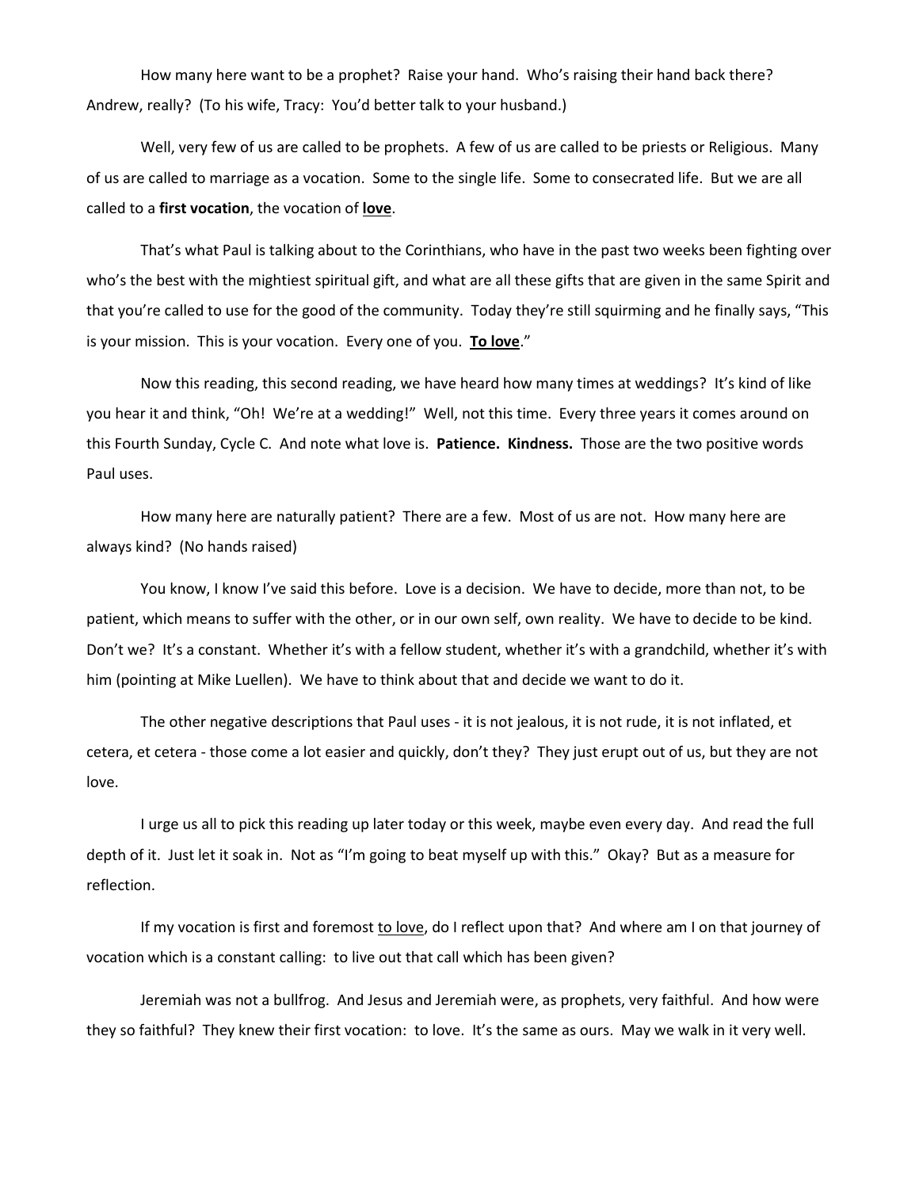How many here want to be a prophet? Raise your hand. Who's raising their hand back there? Andrew, really? (To his wife, Tracy: You'd better talk to your husband.)

Well, very few of us are called to be prophets. A few of us are called to be priests or Religious. Many of us are called to marriage as a vocation. Some to the single life. Some to consecrated life. But we are all called to a **first vocation**, the vocation of **<u>love</u>**.

That's what Paul is talking about to the Corinthians, who have in the past two weeks been fighting over who's the best with the mightiest spiritual gift, and what are all these gifts that are given in the same Spirit and that you're called to use for the good of the community. Today they're still squirming and he finally says, "This is your mission. This is your vocation. Every one of you. **<u>To love</u>**."

Now this reading, this second reading, we have heard how many times at weddings? It's kind of like you hear it and think, "Oh! We're at a wedding!" Well, not this time. Every three years it comes around on this Fourth Sunday, Cycle C. And note what love is. **Patience. Kindness.** Those are the two positive words Paul uses.

How many here are naturally patient? There are a few. Most of us are not. How many here are always kind? (No hands raised)

You know, I know I've said this before. Love is a decision. We have to decide, more than not, to be patient, which means to suffer with the other, or in our own self, own reality. We have to decide to be kind. Don't we? It's a constant. Whether it's with a fellow student, whether it's with a grandchild, whether it's with him (pointing at Mike Luellen). We have to think about that and decide we want to do it.

The other negative descriptions that Paul uses - it is not jealous, it is not rude, it is not inflated, et cetera, et cetera - those come a lot easier and quickly, don't they? They just erupt out of us, but they are not love.

I urge us all to pick this reading up later today or this week, maybe even every day. And read the full depth of it. Just let it soak in. Not as "I'm going to beat myself up with this." Okay? But as a measure for reflection.

If my vocation is first and foremost <u>to love</u>, do I reflect upon that? And where am I on that journey of vocation which is a constant calling: to live out that call which has been given?

Jeremiah was not a bullfrog. And Jesus and Jeremiah were, as prophets, very faithful. And how were they so faithful? They knew their first vocation: to love. It's the same as ours. May we walk in it very well.